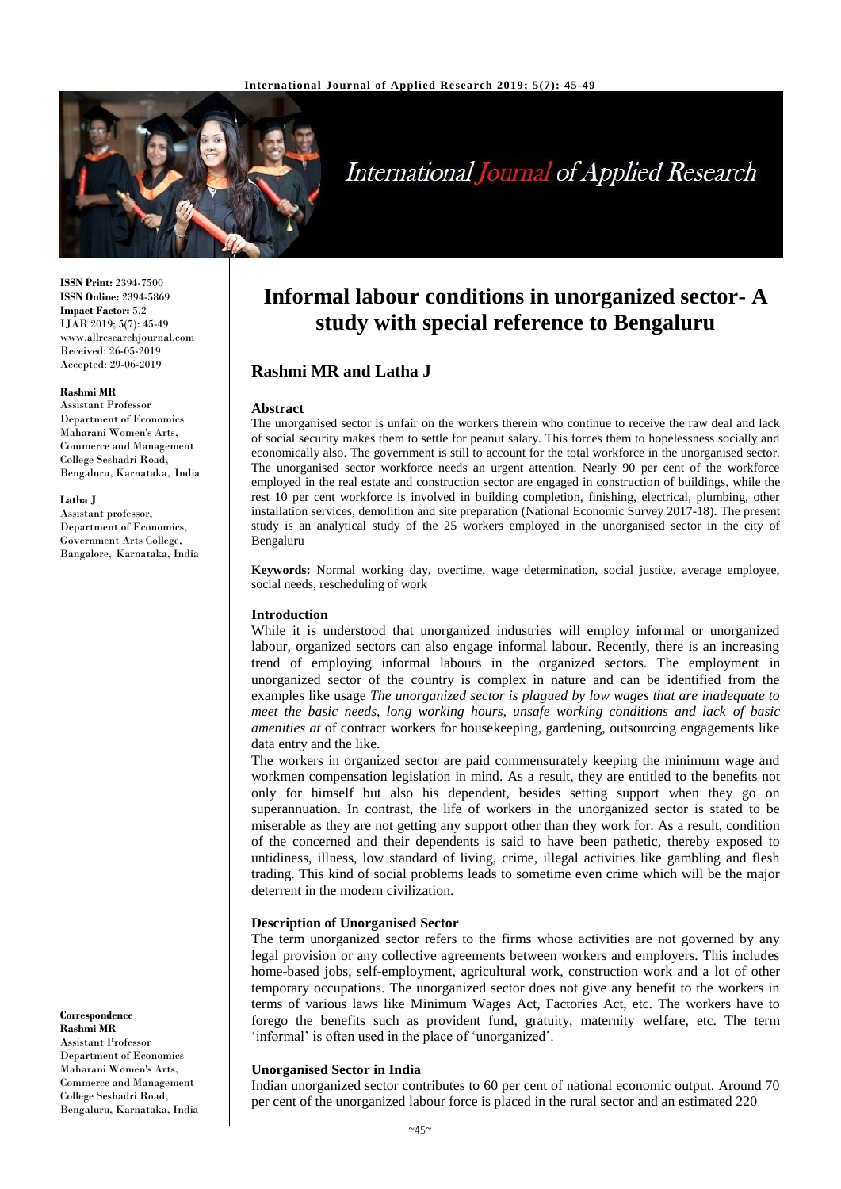# Informal labour conditions in unorganized sector- A study with special reference to Bengaluru

**Rashmi MR and Latha J**

**Rashmi MR**
Assistant Professor
Department of Economics
Maharani Women's Arts, Commerce and Management College Seshadri Road, Bengaluru, Karnataka, India

**Latha J**
Assistant professor,
Department of Economics,
Government Arts College,
Bangalore, Karnataka, India

**Correspondence**
**Rashmi MR**
Assistant Professor
Department of Economics
Maharani Women's Arts, Commerce and Management College Seshadri Road, Bengaluru, Karnataka, India

**ISSN Print:** 2394-7500
**ISSN Online:** 2394-5869
**Impact Factor:** 5.2
IJAR 2019; 5(7): 45-49
www.allresearchjournal.com
Received: 26-05-2019
Accepted: 29-06-2019

## Abstract

The unorganised sector is unfair on the workers therein who continue to receive the raw deal and lack of social security makes them to settle for peanut salary. This forces them to hopelessness socially and economically also. The government is still to account for the total workforce in the unorganised sector. The unorganised sector workforce needs an urgent attention. Nearly 90 per cent of the workforce employed in the real estate and construction sector are engaged in construction of buildings, while the rest 10 per cent workforce is involved in building completion, finishing, electrical, plumbing, other installation services, demolition and site preparation (National Economic Survey 2017-18). The present study is an analytical study of the 25 workers employed in the unorganised sector in the city of Bengaluru

**Keywords:** Normal working day, overtime, wage determination, social justice, average employee, social needs, rescheduling of work

## Introduction

While it is understood that unorganized industries will employ informal or unorganized labour, organized sectors can also engage informal labour. Recently, there is an increasing trend of employing informal labours in the organized sectors. The employment in unorganized sector of the country is complex in nature and can be identified from the examples like usage *The unorganized sector is plagued by low wages that are inadequate to meet the basic needs, long working hours, unsafe working conditions and lack of basic amenities at* of contract workers for housekeeping, gardening, outsourcing engagements like data entry and the like.

The workers in organized sector are paid commensurately keeping the minimum wage and workmen compensation legislation in mind. As a result, they are entitled to the benefits not only for himself but also his dependent, besides setting support when they go on superannuation. In contrast, the life of workers in the unorganized sector is stated to be miserable as they are not getting any support other than they work for. As a result, condition of the concerned and their dependents is said to have been pathetic, thereby exposed to untidiness, illness, low standard of living, crime, illegal activities like gambling and flesh trading. This kind of social problems leads to sometime even crime which will be the major deterrent in the modern civilization.

### Description of Unorganised Sector

The term unorganized sector refers to the firms whose activities are not governed by any legal provision or any collective agreements between workers and employers. This includes home-based jobs, self-employment, agricultural work, construction work and a lot of other temporary occupations. The unorganized sector does not give any benefit to the workers in terms of various laws like Minimum Wages Act, Factories Act, etc. The workers have to forego the benefits such as provident fund, gratuity, maternity welfare, etc. The term 'informal' is often used in the place of 'unorganized'.

### Unorganised Sector in India

Indian unorganized sector contributes to 60 per cent of national economic output. Around 70 per cent of the unorganized labour force is placed in the rural sector and an estimated 220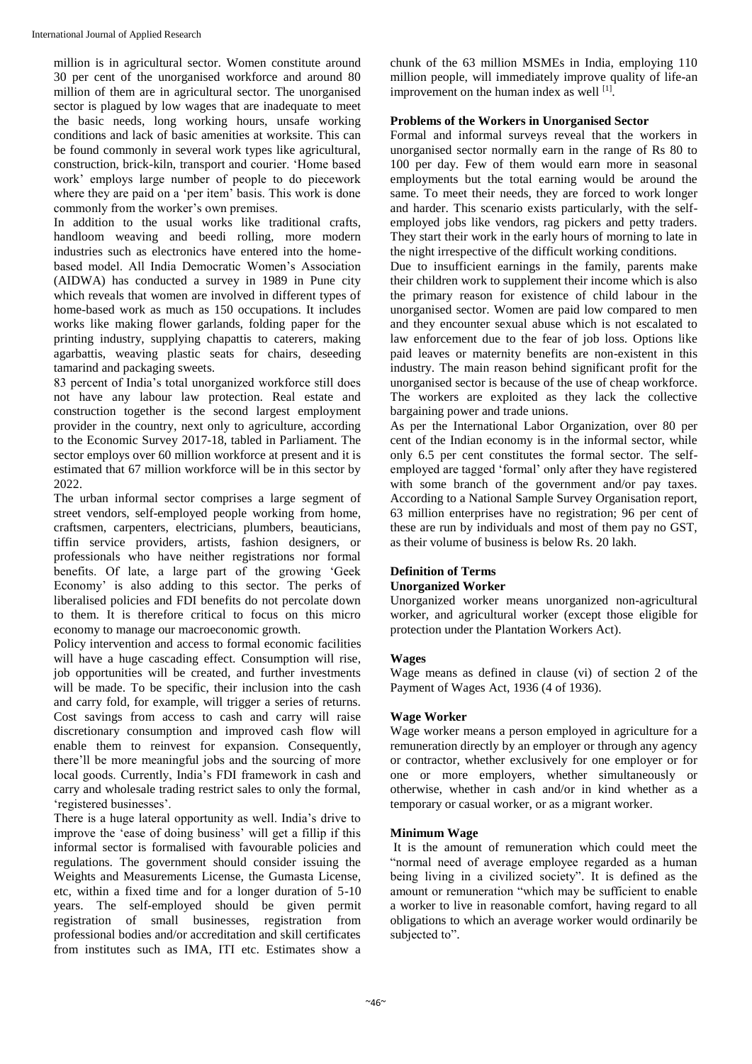million is in agricultural sector. Women constitute around 30 per cent of the unorganised workforce and around 80 million of them are in agricultural sector. The unorganised sector is plagued by low wages that are inadequate to meet the basic needs, long working hours, unsafe working conditions and lack of basic amenities at worksite. This can be found commonly in several work types like agricultural, construction, brick-kiln, transport and courier. 'Home based work' employs large number of people to do piecework where they are paid on a 'per item' basis. This work is done commonly from the worker's own premises.

In addition to the usual works like traditional crafts, handloom weaving and beedi rolling, more modern industries such as electronics have entered into the home-based model. All India Democratic Women's Association (AIDWA) has conducted a survey in 1989 in Pune city which reveals that women are involved in different types of home-based work as much as 150 occupations. It includes works like making flower garlands, folding paper for the printing industry, supplying chapattis to caterers, making agarbattis, weaving plastic seats for chairs, deseeding tamarind and packaging sweets.

83 percent of India's total unorganized workforce still does not have any labour law protection. Real estate and construction together is the second largest employment provider in the country, next only to agriculture, according to the Economic Survey 2017-18, tabled in Parliament. The sector employs over 60 million workforce at present and it is estimated that 67 million workforce will be in this sector by 2022.

The urban informal sector comprises a large segment of street vendors, self-employed people working from home, craftsmen, carpenters, electricians, plumbers, beauticians, tiffin service providers, artists, fashion designers, or professionals who have neither registrations nor formal benefits. Of late, a large part of the growing 'Geek Economy' is also adding to this sector. The perks of liberalised policies and FDI benefits do not percolate down to them. It is therefore critical to focus on this micro economy to manage our macroeconomic growth.

Policy intervention and access to formal economic facilities will have a huge cascading effect. Consumption will rise, job opportunities will be created, and further investments will be made. To be specific, their inclusion into the cash and carry fold, for example, will trigger a series of returns. Cost savings from access to cash and carry will raise discretionary consumption and improved cash flow will enable them to reinvest for expansion. Consequently, there'll be more meaningful jobs and the sourcing of more local goods. Currently, India's FDI framework in cash and carry and wholesale trading restrict sales to only the formal, 'registered businesses'.

There is a huge lateral opportunity as well. India's drive to improve the 'ease of doing business' will get a fillip if this informal sector is formalised with favourable policies and regulations. The government should consider issuing the Weights and Measurements License, the Gumasta License, etc, within a fixed time and for a longer duration of 5-10 years. The self-employed should be given permit registration of small businesses, registration from professional bodies and/or accreditation and skill certificates from institutes such as IMA, ITI etc. Estimates show a chunk of the 63 million MSMEs in India, employing 110 million people, will immediately improve quality of life-an improvement on the human index as well [1].

### Problems of the Workers in Unorganised Sector

Formal and informal surveys reveal that the workers in unorganised sector normally earn in the range of Rs 80 to 100 per day. Few of them would earn more in seasonal employments but the total earning would be around the same. To meet their needs, they are forced to work longer and harder. This scenario exists particularly, with the self-employed jobs like vendors, rag pickers and petty traders. They start their work in the early hours of morning to late in the night irrespective of the difficult working conditions.

Due to insufficient earnings in the family, parents make their children work to supplement their income which is also the primary reason for existence of child labour in the unorganised sector. Women are paid low compared to men and they encounter sexual abuse which is not escalated to law enforcement due to the fear of job loss. Options like paid leaves or maternity benefits are non-existent in this industry. The main reason behind significant profit for the unorganised sector is because of the use of cheap workforce. The workers are exploited as they lack the collective bargaining power and trade unions.

As per the International Labor Organization, over 80 per cent of the Indian economy is in the informal sector, while only 6.5 per cent constitutes the formal sector. The self-employed are tagged 'formal' only after they have registered with some branch of the government and/or pay taxes. According to a National Sample Survey Organisation report, 63 million enterprises have no registration; 96 per cent of these are run by individuals and most of them pay no GST, as their volume of business is below Rs. 20 lakh.

### Definition of Terms

#### Unorganized Worker

Unorganized worker means unorganized non-agricultural worker, and agricultural worker (except those eligible for protection under the Plantation Workers Act).

#### Wages

Wage means as defined in clause (vi) of section 2 of the Payment of Wages Act, 1936 (4 of 1936).

#### Wage Worker

Wage worker means a person employed in agriculture for a remuneration directly by an employer or through any agency or contractor, whether exclusively for one employer or for one or more employers, whether simultaneously or otherwise, whether in cash and/or in kind whether as a temporary or casual worker, or as a migrant worker.

#### Minimum Wage

It is the amount of remuneration which could meet the "normal need of average employee regarded as a human being living in a civilized society". It is defined as the amount or remuneration "which may be sufficient to enable a worker to live in reasonable comfort, having regard to all obligations to which an average worker would ordinarily be subjected to".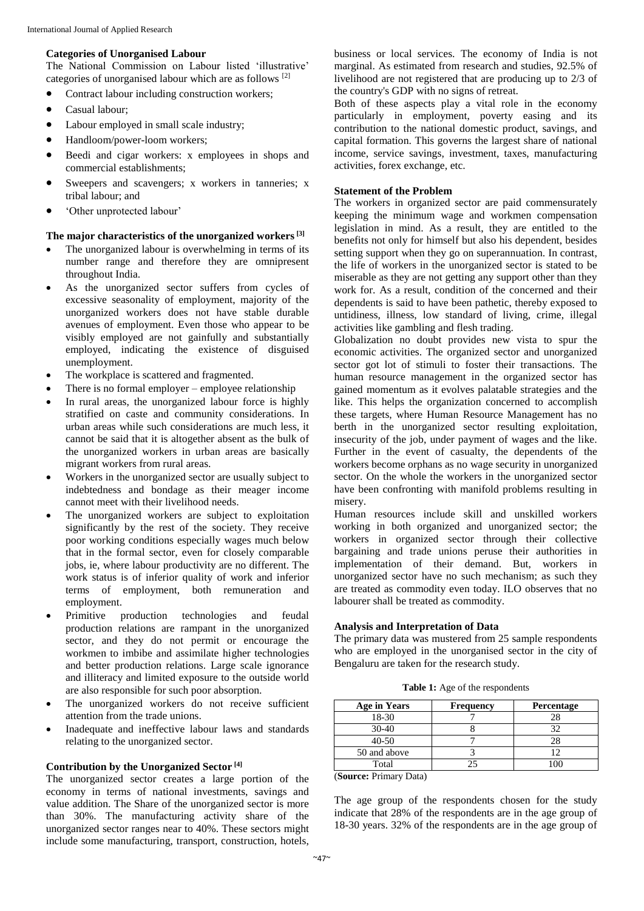### Categories of Unorganised Labour

The National Commission on Labour listed 'illustrative' categories of unorganised labour which are as follows [2]

- Contract labour including construction workers;
- Casual labour;
- Labour employed in small scale industry;
- Handloom/power-loom workers;
- Beedi and cigar workers: x employees in shops and commercial establishments;
- Sweepers and scavengers; x workers in tanneries; x tribal labour; and
- 'Other unprotected labour'

### The major characteristics of the unorganized workers [3]

- The unorganized labour is overwhelming in terms of its number range and therefore they are omnipresent throughout India.
- As the unorganized sector suffers from cycles of excessive seasonality of employment, majority of the unorganized workers does not have stable durable avenues of employment. Even those who appear to be visibly employed are not gainfully and substantially employed, indicating the existence of disguised unemployment.
- The workplace is scattered and fragmented.
- There is no formal employer – employee relationship
- In rural areas, the unorganized labour force is highly stratified on caste and community considerations. In urban areas while such considerations are much less, it cannot be said that it is altogether absent as the bulk of the unorganized workers in urban areas are basically migrant workers from rural areas.
- Workers in the unorganized sector are usually subject to indebtedness and bondage as their meager income cannot meet with their livelihood needs.
- The unorganized workers are subject to exploitation significantly by the rest of the society. They receive poor working conditions especially wages much below that in the formal sector, even for closely comparable jobs, ie, where labour productivity are no different. The work status is of inferior quality of work and inferior terms of employment, both remuneration and employment.
- Primitive production technologies and feudal production relations are rampant in the unorganized sector, and they do not permit or encourage the workmen to imbibe and assimilate higher technologies and better production relations. Large scale ignorance and illiteracy and limited exposure to the outside world are also responsible for such poor absorption.
- The unorganized workers do not receive sufficient attention from the trade unions.
- Inadequate and ineffective labour laws and standards relating to the unorganized sector.

### Contribution by the Unorganized Sector [4]

The unorganized sector creates a large portion of the economy in terms of national investments, savings and value addition. The Share of the unorganized sector is more than 30%. The manufacturing activity share of the unorganized sector ranges near to 40%. These sectors might include some manufacturing, transport, construction, hotels, business or local services. The economy of India is not marginal. As estimated from research and studies, 92.5% of livelihood are not registered that are producing up to 2/3 of the country's GDP with no signs of retreat.

Both of these aspects play a vital role in the economy particularly in employment, poverty easing and its contribution to the national domestic product, savings, and capital formation. This governs the largest share of national income, service savings, investment, taxes, manufacturing activities, forex exchange, etc.

### Statement of the Problem

The workers in organized sector are paid commensurately keeping the minimum wage and workmen compensation legislation in mind. As a result, they are entitled to the benefits not only for himself but also his dependent, besides setting support when they go on superannuation. In contrast, the life of workers in the unorganized sector is stated to be miserable as they are not getting any support other than they work for. As a result, condition of the concerned and their dependents is said to have been pathetic, thereby exposed to untidiness, illness, low standard of living, crime, illegal activities like gambling and flesh trading.

Globalization no doubt provides new vista to spur the economic activities. The organized sector and unorganized sector got lot of stimuli to foster their transactions. The human resource management in the organized sector has gained momentum as it evolves palatable strategies and the like. This helps the organization concerned to accomplish these targets, where Human Resource Management has no berth in the unorganized sector resulting exploitation, insecurity of the job, under payment of wages and the like. Further in the event of casualty, the dependents of the workers become orphans as no wage security in unorganized sector. On the whole the workers in the unorganized sector have been confronting with manifold problems resulting in misery.

Human resources include skill and unskilled workers working in both organized and unorganized sector; the workers in organized sector through their collective bargaining and trade unions peruse their authorities in implementation of their demand. But, workers in unorganized sector have no such mechanism; as such they are treated as commodity even today. ILO observes that no labourer shall be treated as commodity.

### Analysis and Interpretation of Data

The primary data was mustered from 25 sample respondents who are employed in the unorganised sector in the city of Bengaluru are taken for the research study.

**Table 1:** Age of the respondents

| Age in Years | Frequency | Percentage |
|---|---|---|
| 18-30 | 7 | 28 |
| 30-40 | 8 | 32 |
| 40-50 | 7 | 28 |
| 50 and above | 3 | 12 |
| Total | 25 | 100 |

(**Source:** Primary Data)

The age group of the respondents chosen for the study indicate that 28% of the respondents are in the age group of 18-30 years. 32% of the respondents are in the age group of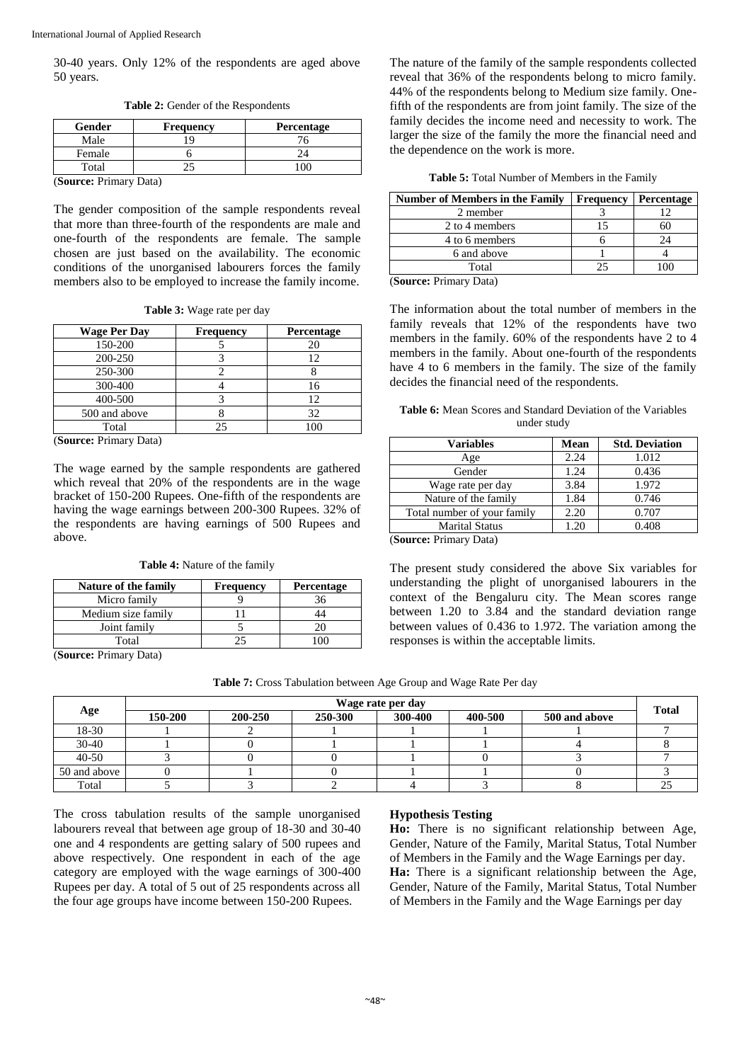30-40 years. Only 12% of the respondents are aged above 50 years.

**Table 2:** Gender of the Respondents

| Gender | Frequency | Percentage |
|---|---|---|
| Male | 19 | 76 |
| Female | 6 | 24 |
| Total | 25 | 100 |

(**Source:** Primary Data)

The gender composition of the sample respondents reveal that more than three-fourth of the respondents are male and one-fourth of the respondents are female. The sample chosen are just based on the availability. The economic conditions of the unorganised labourers forces the family members also to be employed to increase the family income.

**Table 3:** Wage rate per day

| Wage Per Day | Frequency | Percentage |
|---|---|---|
| 150-200 | 5 | 20 |
| 200-250 | 3 | 12 |
| 250-300 | 2 | 8 |
| 300-400 | 4 | 16 |
| 400-500 | 3 | 12 |
| 500 and above | 8 | 32 |
| Total | 25 | 100 |

(**Source:** Primary Data)

The wage earned by the sample respondents are gathered which reveal that 20% of the respondents are in the wage bracket of 150-200 Rupees. One-fifth of the respondents are having the wage earnings between 200-300 Rupees. 32% of the respondents are having earnings of 500 Rupees and above.

**Table 4:** Nature of the family

| Nature of the family | Frequency | Percentage |
|---|---|---|
| Micro family | 9 | 36 |
| Medium size family | 11 | 44 |
| Joint family | 5 | 20 |
| Total | 25 | 100 |

(**Source:** Primary Data)

The nature of the family of the sample respondents collected reveal that 36% of the respondents belong to micro family. 44% of the respondents belong to Medium size family. One-fifth of the respondents are from joint family. The size of the family decides the income need and necessity to work. The larger the size of the family the more the financial need and the dependence on the work is more.

**Table 5:** Total Number of Members in the Family

| Number of Members in the Family | Frequency | Percentage |
|---|---|---|
| 2 member | 3 | 12 |
| 2 to 4 members | 15 | 60 |
| 4 to 6 members | 6 | 24 |
| 6 and above | 1 | 4 |
| Total | 25 | 100 |

(**Source:** Primary Data)

The information about the total number of members in the family reveals that 12% of the respondents have two members in the family. 60% of the respondents have 2 to 4 members in the family. About one-fourth of the respondents have 4 to 6 members in the family. The size of the family decides the financial need of the respondents.

**Table 6:** Mean Scores and Standard Deviation of the Variables under study

| Variables | Mean | Std. Deviation |
|---|---|---|
| Age | 2.24 | 1.012 |
| Gender | 1.24 | 0.436 |
| Wage rate per day | 3.84 | 1.972 |
| Nature of the family | 1.84 | 0.746 |
| Total number of your family | 2.20 | 0.707 |
| Marital Status | 1.20 | 0.408 |

(**Source:** Primary Data)

The present study considered the above Six variables for understanding the plight of unorganised labourers in the context of the Bengaluru city. The Mean scores range between 1.20 to 3.84 and the standard deviation range between values of 0.436 to 1.972. The variation among the responses is within the acceptable limits.

**Table 7:** Cross Tabulation between Age Group and Wage Rate Per day

| Age | Wage rate per day | | | | | | Total |
|---|---|---|---|---|---|---|---|
| | 150-200 | 200-250 | 250-300 | 300-400 | 400-500 | 500 and above | |
| 18-30 | 1 | 2 | 1 | 1 | 1 | 1 | 7 |
| 30-40 | 1 | 0 | 1 | 1 | 1 | 4 | 8 |
| 40-50 | 3 | 0 | 0 | 1 | 0 | 3 | 7 |
| 50 and above | 0 | 1 | 0 | 1 | 1 | 0 | 3 |
| Total | 5 | 3 | 2 | 4 | 3 | 8 | 25 |

The cross tabulation results of the sample unorganised labourers reveal that between age group of 18-30 and 30-40 one and 4 respondents are getting salary of 500 rupees and above respectively. One respondent in each of the age category are employed with the wage earnings of 300-400 Rupees per day. A total of 5 out of 25 respondents across all the four age groups have income between 150-200 Rupees.

### Hypothesis Testing

**Ho:** There is no significant relationship between Age, Gender, Nature of the Family, Marital Status, Total Number of Members in the Family and the Wage Earnings per day.

**Ha:** There is a significant relationship between the Age, Gender, Nature of the Family, Marital Status, Total Number of Members in the Family and the Wage Earnings per day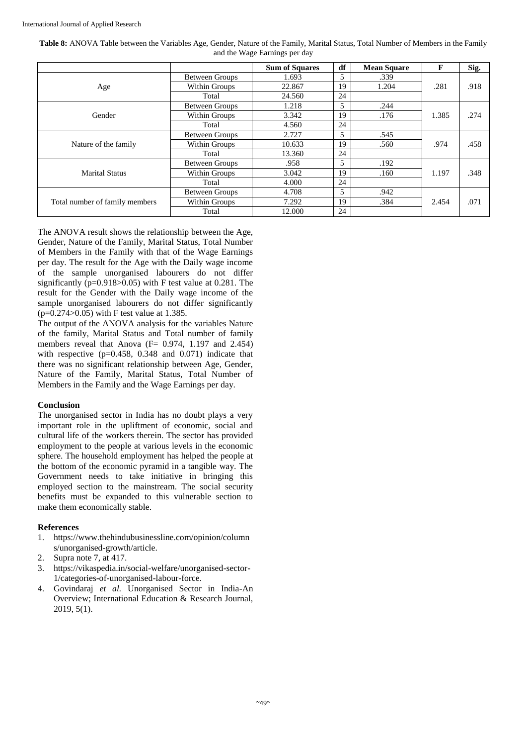**Table 8:** ANOVA Table between the Variables Age, Gender, Nature of the Family, Marital Status, Total Number of Members in the Family and the Wage Earnings per day

| | | Sum of Squares | df | Mean Square | F | Sig. |
|---|---|---|---|---|---|---|
| Age | Between Groups | 1.693 | 5 | .339 | .281 | .918 |
| | Within Groups | 22.867 | 19 | 1.204 | | |
| | Total | 24.560 | 24 | | | |
| Gender | Between Groups | 1.218 | 5 | .244 | 1.385 | .274 |
| | Within Groups | 3.342 | 19 | .176 | | |
| | Total | 4.560 | 24 | | | |
| Nature of the family | Between Groups | 2.727 | 5 | .545 | .974 | .458 |
| | Within Groups | 10.633 | 19 | .560 | | |
| | Total | 13.360 | 24 | | | |
| Marital Status | Between Groups | .958 | 5 | .192 | 1.197 | .348 |
| | Within Groups | 3.042 | 19 | .160 | | |
| | Total | 4.000 | 24 | | | |
| Total number of family members | Between Groups | 4.708 | 5 | .942 | 2.454 | .071 |
| | Within Groups | 7.292 | 19 | .384 | | |
| | Total | 12.000 | 24 | | | |

The ANOVA result shows the relationship between the Age, Gender, Nature of the Family, Marital Status, Total Number of Members in the Family with that of the Wage Earnings per day. The result for the Age with the Daily wage income of the sample unorganised labourers do not differ significantly ($p=0.918>0.05$) with F test value at 0.281. The result for the Gender with the Daily wage income of the sample unorganised labourers do not differ significantly ($p=0.274>0.05$) with F test value at 1.385.

The output of the ANOVA analysis for the variables Nature of the family, Marital Status and Total number of family members reveal that Anova ($F= 0.974$, 1.197 and 2.454) with respective ($p=0.458$, 0.348 and 0.071) indicate that there was no significant relationship between Age, Gender, Nature of the Family, Marital Status, Total Number of Members in the Family and the Wage Earnings per day.

## Conclusion

The unorganised sector in India has no doubt plays a very important role in the upliftment of economic, social and cultural life of the workers therein. The sector has provided employment to the people at various levels in the economic sphere. The household employment has helped the people at the bottom of the economic pyramid in a tangible way. The Government needs to take initiative in bringing this employed section to the mainstream. The social security benefits must be expanded to this vulnerable section to make them economically stable.

## References

1. https://www.thehindubusinessline.com/opinion/columns/unorganised-growth/article.
2. Supra note 7, at 417.
3. https://vikaspedia.in/social-welfare/unorganised-sector-1/categories-of-unorganised-labour-force.
4. Govindaraj *et al.* Unorganised Sector in India-An Overview; International Education & Research Journal, 2019, 5(1).